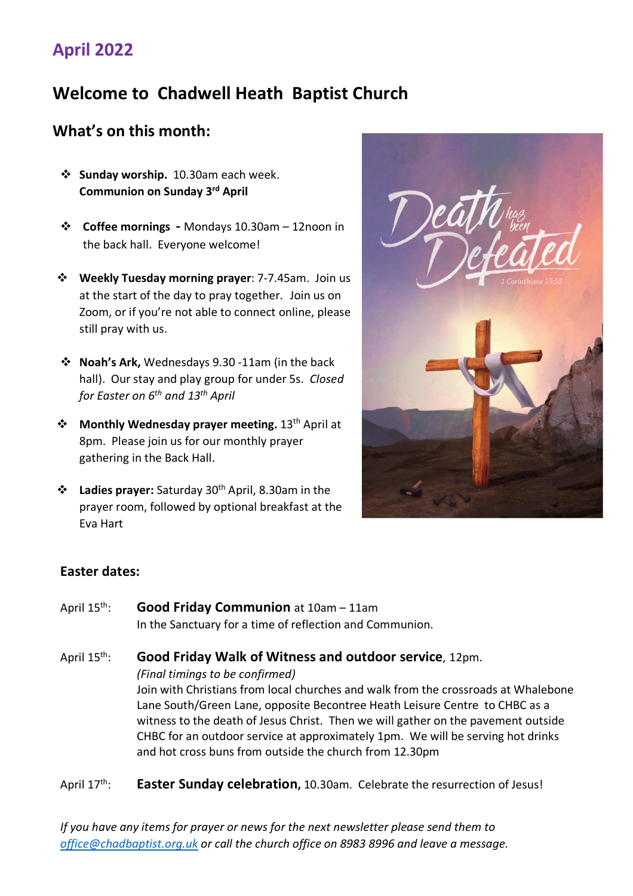## April 2022

# Welcome to Chadwell Heath Baptist Church

## What's on this month:

- **Sunday worship.** 10.30am each week. **Communion on Sunday 3rd April**
- **Coffee mornings -** Mondays 10.30am – 12noon in the back hall. Everyone welcome!
- **Weekly Tuesday morning prayer**: 7-7.45am. Join us at the start of the day to pray together. Join us on Zoom, or if you're not able to connect online, please still pray with us.
- **Noah's Ark,** Wednesdays 9.30 -11am (in the back hall). Our stay and play group for under 5s. *Closed for Easter on 6th and 13th April*
- **Monthly Wednesday prayer meeting.** 13th April at 8pm. Please join us for our monthly prayer gathering in the Back Hall.
- **Ladies prayer:** Saturday 30th April, 8.30am in the prayer room, followed by optional breakfast at the Eva Hart

### Easter dates:

April 15th: **Good Friday Communion** at 10am – 11am
In the Sanctuary for a time of reflection and Communion.

April 15th: **Good Friday Walk of Witness and outdoor service**, 12pm.
*(Final timings to be confirmed)*
Join with Christians from local churches and walk from the crossroads at Whalebone Lane South/Green Lane, opposite Becontree Heath Leisure Centre to CHBC as a witness to the death of Jesus Christ. Then we will gather on the pavement outside CHBC for an outdoor service at approximately 1pm. We will be serving hot drinks and hot cross buns from outside the church from 12.30pm

April 17th: **Easter Sunday celebration,** 10.30am. Celebrate the resurrection of Jesus!

*If you have any items for prayer or news for the next newsletter please send them to [office@chadbaptist.org.uk](mailto:office@chadbaptist.org.uk) or call the church office on 8983 8996 and leave a message.*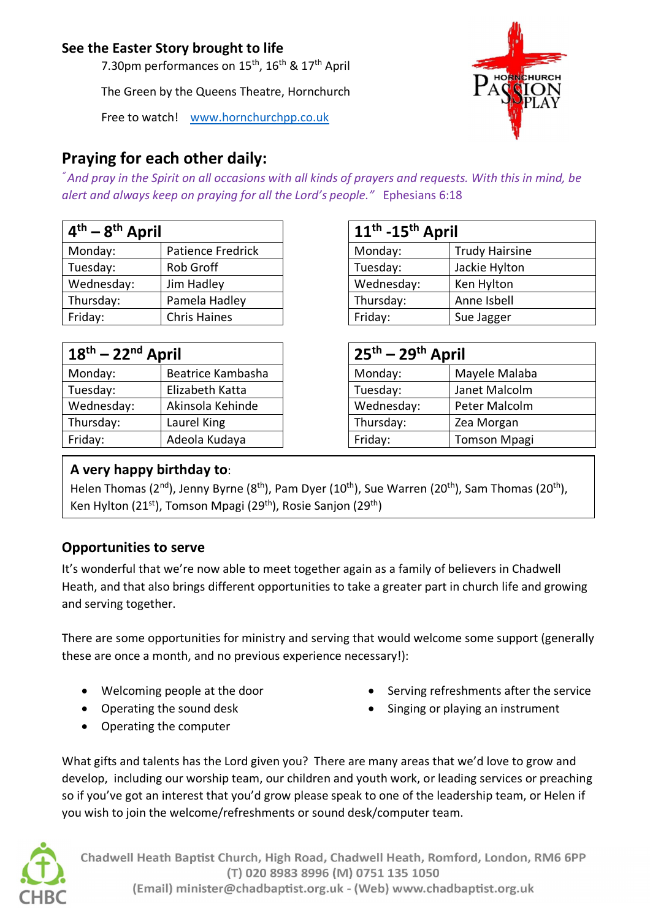## See the Easter Story brought to life

7.30pm performances on 15th, 16th & 17th April

The Green by the Queens Theatre, Hornchurch

Free to watch! www.hornchurchpp.co.uk

# Praying for each other daily:

*"And pray in the Spirit on all occasions with all kinds of prayers and requests. With this in mind, be alert and always keep on praying for all the Lord's people."* Ephesians 6:18

| 4th – 8th April | |
|---|---|
| Monday: | Patience Fredrick |
| Tuesday: | Rob Groff |
| Wednesday: | Jim Hadley |
| Thursday: | Pamela Hadley |
| Friday: | Chris Haines |

| 11th -15th April | |
|---|---|
| Monday: | Trudy Hairsine |
| Tuesday: | Jackie Hylton |
| Wednesday: | Ken Hylton |
| Thursday: | Anne Isbell |
| Friday: | Sue Jagger |

| 18th – 22nd April | |
|---|---|
| Monday: | Beatrice Kambasha |
| Tuesday: | Elizabeth Katta |
| Wednesday: | Akinsola Kehinde |
| Thursday: | Laurel King |
| Friday: | Adeola Kudaya |

| 25th – 29th April | |
|---|---|
| Monday: | Mayele Malaba |
| Tuesday: | Janet Malcolm |
| Wednesday: | Peter Malcolm |
| Thursday: | Zea Morgan |
| Friday: | Tomson Mpagi |

**A very happy birthday to**:

Helen Thomas (2nd), Jenny Byrne (8th), Pam Dyer (10th), Sue Warren (20th), Sam Thomas (20th), Ken Hylton (21st), Tomson Mpagi (29th), Rosie Sanjon (29th)

## Opportunities to serve

It's wonderful that we're now able to meet together again as a family of believers in Chadwell Heath, and that also brings different opportunities to take a greater part in church life and growing and serving together.

There are some opportunities for ministry and serving that would welcome some support (generally these are once a month, and no previous experience necessary!):

- Welcoming people at the door
- Operating the sound desk
- Operating the computer
- Serving refreshments after the service
- Singing or playing an instrument

What gifts and talents has the Lord given you? There are many areas that we'd love to grow and develop, including our worship team, our children and youth work, or leading services or preaching so if you've got an interest that you'd grow please speak to one of the leadership team, or Helen if you wish to join the welcome/refreshments or sound desk/computer team.

Chadwell Heath Baptist Church, High Road, Chadwell Heath, Romford, London, RM6 6PP
(T) 020 8983 8996 (M) 0751 135 1050
(Email) minister@chadbaptist.org.uk - (Web) www.chadbaptist.org.uk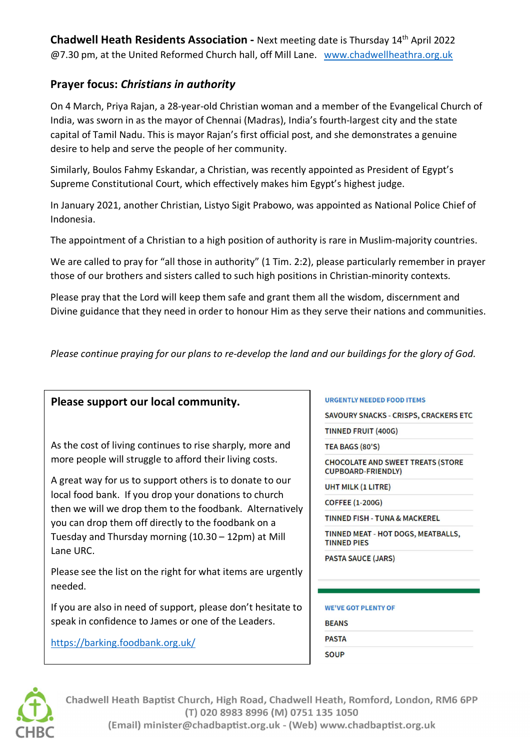**Chadwell Heath Residents Association -** Next meeting date is Thursday 14th April 2022 @7.30 pm, at the United Reformed Church hall, off Mill Lane. www.chadwellheathra.org.uk

## Prayer focus: *Christians in authority*

On 4 March, Priya Rajan, a 28-year-old Christian woman and a member of the Evangelical Church of India, was sworn in as the mayor of Chennai (Madras), India's fourth-largest city and the state capital of Tamil Nadu. This is mayor Rajan's first official post, and she demonstrates a genuine desire to help and serve the people of her community.

Similarly, Boulos Fahmy Eskandar, a Christian, was recently appointed as President of Egypt's Supreme Constitutional Court, which effectively makes him Egypt's highest judge.

In January 2021, another Christian, Listyo Sigit Prabowo, was appointed as National Police Chief of Indonesia.

The appointment of a Christian to a high position of authority is rare in Muslim-majority countries.

We are called to pray for "all those in authority" (1 Tim. 2:2), please particularly remember in prayer those of our brothers and sisters called to such high positions in Christian-minority contexts.

Please pray that the Lord will keep them safe and grant them all the wisdom, discernment and Divine guidance that they need in order to honour Him as they serve their nations and communities.

*Please continue praying for our plans to re-develop the land and our buildings for the glory of God.*

## Please support our local community.

As the cost of living continues to rise sharply, more and more people will struggle to afford their living costs.

A great way for us to support others is to donate to our local food bank. If you drop your donations to church then we will we drop them to the foodbank. Alternatively you can drop them off directly to the foodbank on a Tuesday and Thursday morning (10.30 – 12pm) at Mill Lane URC.

Please see the list on the right for what items are urgently needed.

If you are also in need of support, please don't hesitate to speak in confidence to James or one of the Leaders.

https://barking.foodbank.org.uk/

**URGENTLY NEEDED FOOD ITEMS**

- SAVOURY SNACKS - CRISPS, CRACKERS ETC
- TINNED FRUIT (400G)
- TEA BAGS (80'S)
- CHOCOLATE AND SWEET TREATS (STORE CUPBOARD-FRIENDLY)
- UHT MILK (1 LITRE)
- COFFEE (1-200G)
- TINNED FISH - TUNA & MACKEREL
- TINNED MEAT - HOT DOGS, MEATBALLS, TINNED PIES
- PASTA SAUCE (JARS)

**WE'VE GOT PLENTY OF**

- BEANS
- PASTA
- SOUP

CHBC

Chadwell Heath Baptist Church, High Road, Chadwell Heath, Romford, London, RM6 6PP
(T) 020 8983 8996 (M) 0751 135 1050
(Email) minister@chadbaptist.org.uk - (Web) www.chadbaptist.org.uk